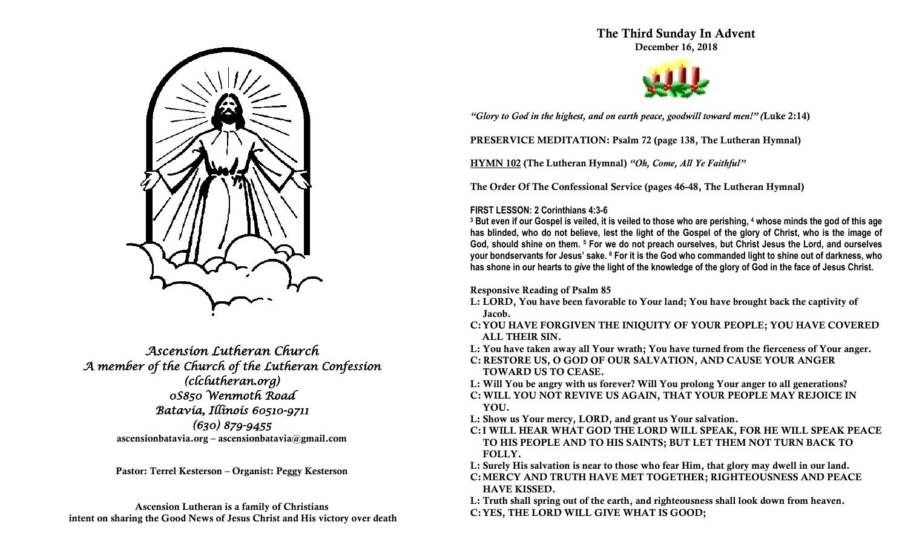*Ascension Lutheran Church*
*A member of the Church of the Lutheran Confession*
*(clclutheran.org)*
*0S850 Wenmoth Road*
*Batavia, Illinois 60510-9711*
*(630) 879-9455*
**ascensionbatavia.org – ascensionbatavia@gmail.com**

**Pastor: Terrel Kesterson – Organist: Peggy Kesterson**

**Ascension Lutheran is a family of Christians intent on sharing the Good News of Jesus Christ and His victory over death**

# The Third Sunday In Advent

**December 16, 2018**

*"Glory to God in the highest, and on earth peace, goodwill toward men!" (*Luke 2:14)

**PRESERVICE MEDITATION: Psalm 72 (page 138, The Lutheran Hymnal)**

**HYMN 102 (The Lutheran Hymnal)** *"Oh, Come, All Ye Faithful"*

**The Order Of The Confessional Service (pages 46-48, The Lutheran Hymnal)**

**FIRST LESSON: 2 Corinthians 4:3-6**

**[3] But even if our Gospel is veiled, it is veiled to those who are perishing, [4] whose minds the god of this age has blinded, who do not believe, lest the light of the Gospel of the glory of Christ, who is the image of God, should shine on them. [5] For we do not preach ourselves, but Christ Jesus the Lord, and ourselves your bondservants for Jesus' sake. [6] For it is the God who commanded light to shine out of darkness, who has shone in our hearts to *give* the light of the knowledge of the glory of God in the face of Jesus Christ.**

**Responsive Reading of Psalm 85**

**L: LORD, You have been favorable to Your land; You have brought back the captivity of Jacob.**

**C: YOU HAVE FORGIVEN THE INIQUITY OF YOUR PEOPLE; YOU HAVE COVERED ALL THEIR SIN.**

**L: You have taken away all Your wrath; You have turned from the fierceness of Your anger.**

**C: RESTORE US, O GOD OF OUR SALVATION, AND CAUSE YOUR ANGER TOWARD US TO CEASE.**

**L: Will You be angry with us forever? Will You prolong Your anger to all generations?**

**C: WILL YOU NOT REVIVE US AGAIN, THAT YOUR PEOPLE MAY REJOICE IN YOU.**

**L: Show us Your mercy, LORD, and grant us Your salvation.**

**C: I WILL HEAR WHAT GOD THE LORD WILL SPEAK, FOR HE WILL SPEAK PEACE TO HIS PEOPLE AND TO HIS SAINTS; BUT LET THEM NOT TURN BACK TO FOLLY.**

**L: Surely His salvation is near to those who fear Him, that glory may dwell in our land.**

**C: MERCY AND TRUTH HAVE MET TOGETHER; RIGHTEOUSNESS AND PEACE HAVE KISSED.**

**L: Truth shall spring out of the earth, and righteousness shall look down from heaven.**

**C: YES, THE LORD WILL GIVE WHAT IS GOOD;**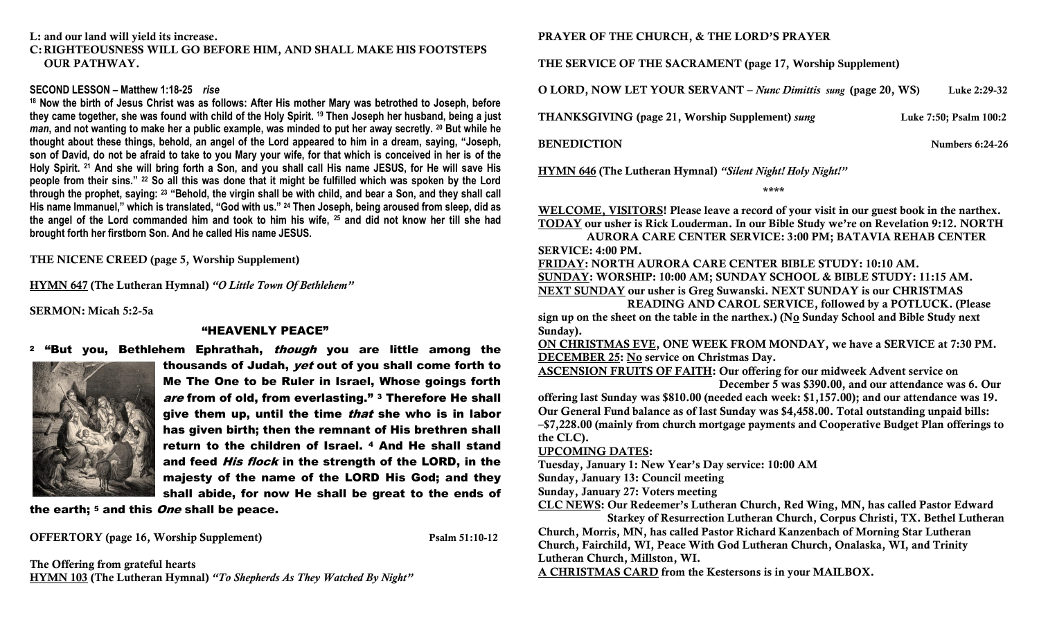L: and our land will yield its increase.
C: RIGHTEOUSNESS WILL GO BEFORE HIM, AND SHALL MAKE HIS FOOTSTEPS OUR PATHWAY.

**SECOND LESSON – Matthew 1:18-25** *rise*

**18 Now the birth of Jesus Christ was as follows: After His mother Mary was betrothed to Joseph, before they came together, she was found with child of the Holy Spirit. 19 Then Joseph her husband, being a just *man*, and not wanting to make her a public example, was minded to put her away secretly. 20 But while he thought about these things, behold, an angel of the Lord appeared to him in a dream, saying, "Joseph, son of David, do not be afraid to take to you Mary your wife, for that which is conceived in her is of the Holy Spirit. 21 And she will bring forth a Son, and you shall call His name JESUS, for He will save His people from their sins." 22 So all this was done that it might be fulfilled which was spoken by the Lord through the prophet, saying: 23 "Behold, the virgin shall be with child, and bear a Son, and they shall call His name Immanuel," which is translated, "God with us." 24 Then Joseph, being aroused from sleep, did as the angel of the Lord commanded him and took to him his wife, 25 and did not know her till she had brought forth her firstborn Son. And he called His name JESUS.**

**THE NICENE CREED (page 5, Worship Supplement)**

**HYMN 647 (The Lutheran Hymnal)** *"O Little Town Of Bethlehem"*

**SERMON: Micah 5:2-5a**

## "HEAVENLY PEACE"

**2 "But you, Bethlehem Ephrathah, *though* you are little among the thousands of Judah, *yet* out of you shall come forth to Me The One to be Ruler in Israel, Whose goings forth *are* from of old, from everlasting." 3 Therefore He shall give them up, until the time *that* she who is in labor has given birth; then the remnant of His brethren shall return to the children of Israel. 4 And He shall stand and feed *His flock* in the strength of the LORD, in the majesty of the name of the LORD His God; and they shall abide, for now He shall be great to the ends of the earth; 5 and this *One* shall be peace.**

**OFFERTORY (page 16, Worship Supplement)** Psalm 51:10-12

**The Offering from grateful hearts**
**HYMN 103 (The Lutheran Hymnal)** *"To Shepherds As They Watched By Night"*

**PRAYER OF THE CHURCH, & THE LORD'S PRAYER**

**THE SERVICE OF THE SACRAMENT (page 17, Worship Supplement)**

**O LORD, NOW LET YOUR SERVANT** – *Nunc Dimittis sung* **(page 20, WS)** Luke 2:29-32

**THANKSGIVING (page 21, Worship Supplement)** *sung* Luke 7:50; Psalm 100:2

**BENEDICTION** Numbers 6:24-26

**HYMN 646 (The Lutheran Hymnal)** *"Silent Night! Holy Night!"*

\*\*\*\*

**WELCOME, VISITORS! Please leave a record of your visit in our guest book in the narthex.**
**TODAY our usher is Rick Louderman. In our Bible Study we're on Revelation 9:12. NORTH AURORA CARE CENTER SERVICE: 3:00 PM; BATAVIA REHAB CENTER SERVICE: 4:00 PM.**
**FRIDAY: NORTH AURORA CARE CENTER BIBLE STUDY: 10:10 AM.**
**SUNDAY: WORSHIP: 10:00 AM; SUNDAY SCHOOL & BIBLE STUDY: 11:15 AM.**
**NEXT SUNDAY our usher is Greg Suwanski. NEXT SUNDAY is our CHRISTMAS READING AND CAROL SERVICE, followed by a POTLUCK. (Please sign up on the sheet on the table in the narthex.) (No Sunday School and Bible Study next Sunday).**
**ON CHRISTMAS EVE, ONE WEEK FROM MONDAY, we have a SERVICE at 7:30 PM.**
**DECEMBER 25: No service on Christmas Day.**
**ASCENSION FRUITS OF FAITH: Our offering for our midweek Advent service on December 5 was $390.00, and our attendance was 6. Our offering last Sunday was $810.00 (needed each week: $1,157.00); and our attendance was 19. Our General Fund balance as of last Sunday was $4,458.00. Total outstanding unpaid bills: –$7,228.00 (mainly from church mortgage payments and Cooperative Budget Plan offerings to the CLC).**
**UPCOMING DATES:**
**Tuesday, January 1: New Year's Day service: 10:00 AM**
**Sunday, January 13: Council meeting**
**Sunday, January 27: Voters meeting**
**CLC NEWS: Our Redeemer's Lutheran Church, Red Wing, MN, has called Pastor Edward Starkey of Resurrection Lutheran Church, Corpus Christi, TX. Bethel Lutheran Church, Morris, MN, has called Pastor Richard Kanzenbach of Morning Star Lutheran Church, Fairchild, WI, Peace With God Lutheran Church, Onalaska, WI, and Trinity Lutheran Church, Millston, WI.**
**A CHRISTMAS CARD from the Kestersons is in your MAILBOX.**